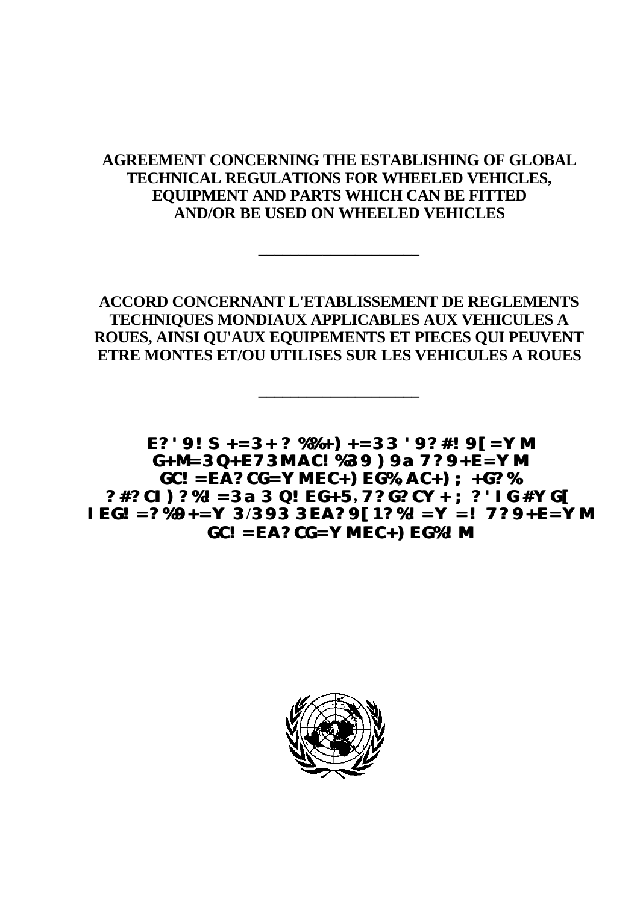**AGREEMENT CONCERNING THE ESTABLISHING OF GLOBAL TECHNICAL REGULATIONS FOR WHEELED VEHICLES, EQUIPMENT AND PARTS WHICH CAN BE FITTED AND/OR BE USED ON WHEELED VEHICLES**

---

**ACCORD CONCERNANT L'ETABLISSEMENT DE REGLEMENTS TECHNIQUES MONDIAUX APPLICABLES AUX VEHICULES A ROUES, AINSI QU'AUX EQUIPEMENTS ET PIECES QUI PEUVENT ETRE MONTES ET/OU UTILISES SUR LES VEHICULES A ROUES**

---

**E? ' 9! S +=3 + ? %%+) +=3 3 ' 9? #! 9[ =Y M G+M=3 Q+E7 3 MAC! %3 9 ) 9a 7? 9+E=Y M GC! =EA? CG=Y MEC+) EG%, AC+) ; +G? % ? #? CI ) ? %I =3 a 3 Q! EG+5, 7? G? CY + ; ? ' I G #Y G[ I EG! =? %9+=Y 3/3 9 3 3 EA? 9[ 1? %I =Y =! 7? 9+E=Y M GC! =EA? CG=Y MEC+) EG%I M**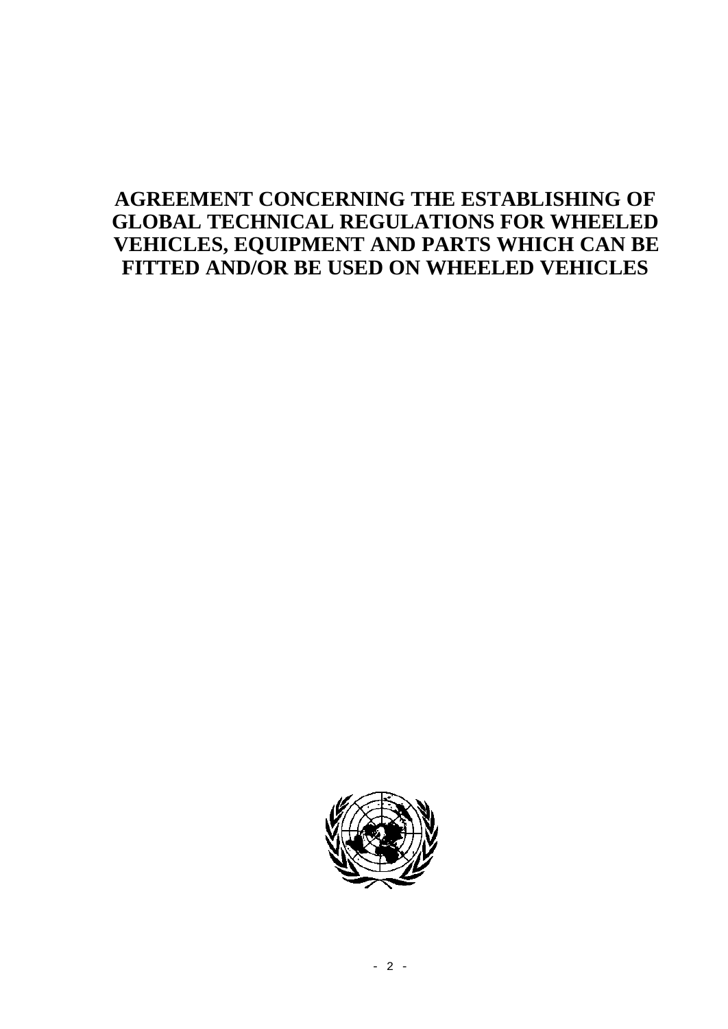# AGREEMENT CONCERNING THE ESTABLISHING OF GLOBAL TECHNICAL REGULATIONS FOR WHEELED VEHICLES, EQUIPMENT AND PARTS WHICH CAN BE FITTED AND/OR BE USED ON WHEELED VEHICLES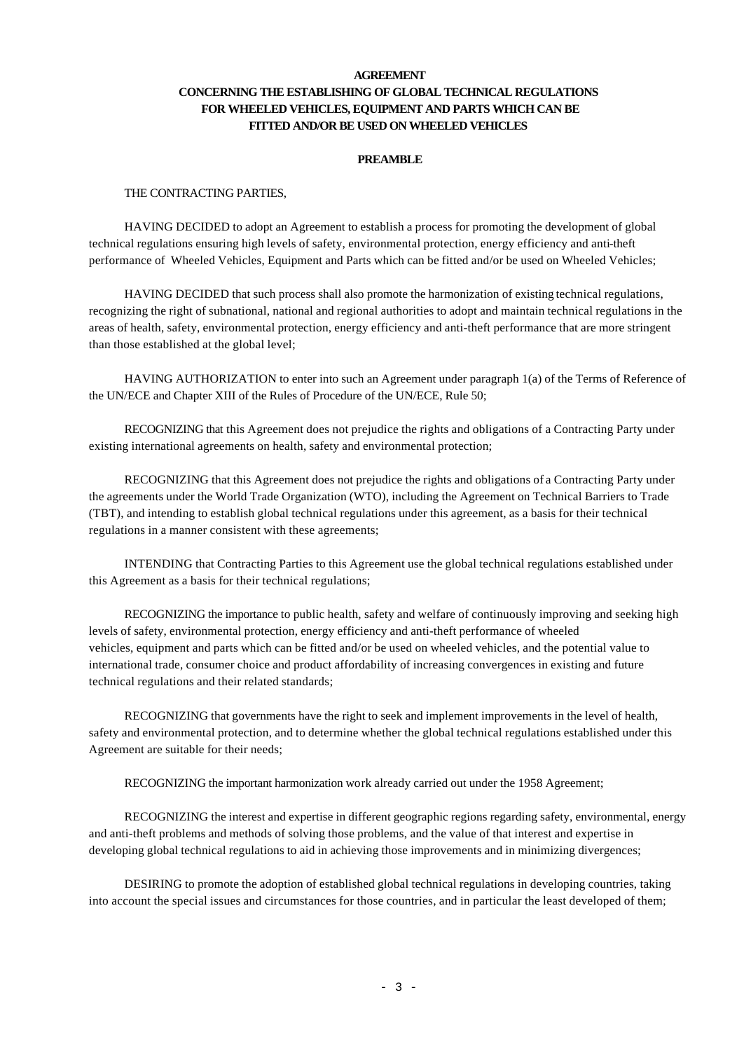# AGREEMENT

## CONCERNING THE ESTABLISHING OF GLOBAL TECHNICAL REGULATIONS FOR WHEELED VEHICLES, EQUIPMENT AND PARTS WHICH CAN BE FITTED AND/OR BE USED ON WHEELED VEHICLES

### PREAMBLE

THE CONTRACTING PARTIES,

HAVING DECIDED to adopt an Agreement to establish a process for promoting the development of global technical regulations ensuring high levels of safety, environmental protection, energy efficiency and anti-theft performance of Wheeled Vehicles, Equipment and Parts which can be fitted and/or be used on Wheeled Vehicles;

HAVING DECIDED that such process shall also promote the harmonization of existing technical regulations, recognizing the right of subnational, national and regional authorities to adopt and maintain technical regulations in the areas of health, safety, environmental protection, energy efficiency and anti-theft performance that are more stringent than those established at the global level;

HAVING AUTHORIZATION to enter into such an Agreement under paragraph 1(a) of the Terms of Reference of the UN/ECE and Chapter XIII of the Rules of Procedure of the UN/ECE, Rule 50;

RECOGNIZING that this Agreement does not prejudice the rights and obligations of a Contracting Party under existing international agreements on health, safety and environmental protection;

RECOGNIZING that this Agreement does not prejudice the rights and obligations of a Contracting Party under the agreements under the World Trade Organization (WTO), including the Agreement on Technical Barriers to Trade (TBT), and intending to establish global technical regulations under this agreement, as a basis for their technical regulations in a manner consistent with these agreements;

INTENDING that Contracting Parties to this Agreement use the global technical regulations established under this Agreement as a basis for their technical regulations;

RECOGNIZING the importance to public health, safety and welfare of continuously improving and seeking high levels of safety, environmental protection, energy efficiency and anti-theft performance of wheeled vehicles, equipment and parts which can be fitted and/or be used on wheeled vehicles, and the potential value to international trade, consumer choice and product affordability of increasing convergences in existing and future technical regulations and their related standards;

RECOGNIZING that governments have the right to seek and implement improvements in the level of health, safety and environmental protection, and to determine whether the global technical regulations established under this Agreement are suitable for their needs;

RECOGNIZING the important harmonization work already carried out under the 1958 Agreement;

RECOGNIZING the interest and expertise in different geographic regions regarding safety, environmental, energy and anti-theft problems and methods of solving those problems, and the value of that interest and expertise in developing global technical regulations to aid in achieving those improvements and in minimizing divergences;

DESIRING to promote the adoption of established global technical regulations in developing countries, taking into account the special issues and circumstances for those countries, and in particular the least developed of them;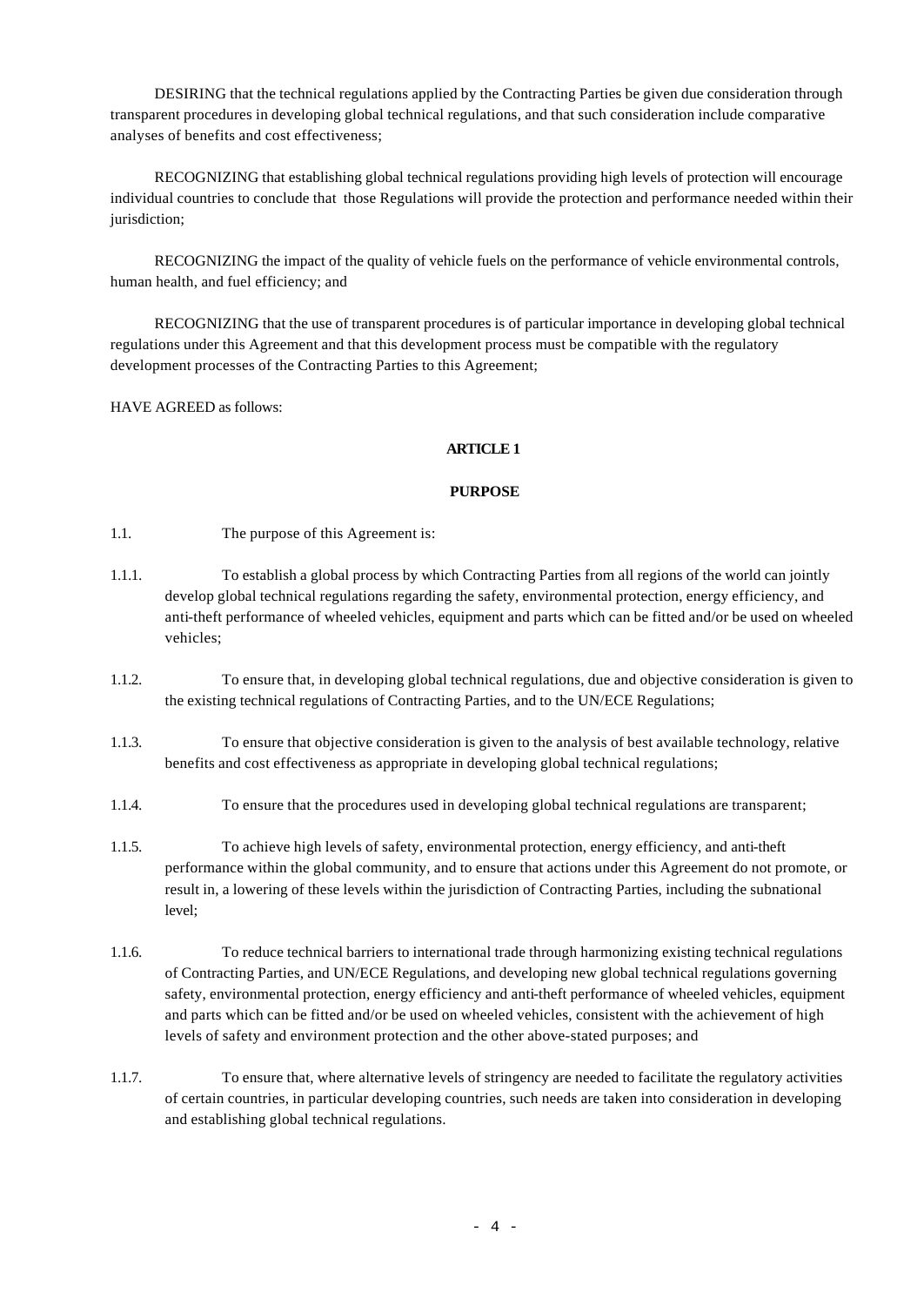DESIRING that the technical regulations applied by the Contracting Parties be given due consideration through transparent procedures in developing global technical regulations, and that such consideration include comparative analyses of benefits and cost effectiveness;

RECOGNIZING that establishing global technical regulations providing high levels of protection will encourage individual countries to conclude that those Regulations will provide the protection and performance needed within their jurisdiction;

RECOGNIZING the impact of the quality of vehicle fuels on the performance of vehicle environmental controls, human health, and fuel efficiency; and

RECOGNIZING that the use of transparent procedures is of particular importance in developing global technical regulations under this Agreement and that this development process must be compatible with the regulatory development processes of the Contracting Parties to this Agreement;

HAVE AGREED as follows:

**ARTICLE 1**

**PURPOSE**

1.1. The purpose of this Agreement is:

1.1.1. To establish a global process by which Contracting Parties from all regions of the world can jointly develop global technical regulations regarding the safety, environmental protection, energy efficiency, and anti-theft performance of wheeled vehicles, equipment and parts which can be fitted and/or be used on wheeled vehicles;

1.1.2. To ensure that, in developing global technical regulations, due and objective consideration is given to the existing technical regulations of Contracting Parties, and to the UN/ECE Regulations;

1.1.3. To ensure that objective consideration is given to the analysis of best available technology, relative benefits and cost effectiveness as appropriate in developing global technical regulations;

1.1.4. To ensure that the procedures used in developing global technical regulations are transparent;

1.1.5. To achieve high levels of safety, environmental protection, energy efficiency, and anti-theft performance within the global community, and to ensure that actions under this Agreement do not promote, or result in, a lowering of these levels within the jurisdiction of Contracting Parties, including the subnational level;

1.1.6. To reduce technical barriers to international trade through harmonizing existing technical regulations of Contracting Parties, and UN/ECE Regulations, and developing new global technical regulations governing safety, environmental protection, energy efficiency and anti-theft performance of wheeled vehicles, equipment and parts which can be fitted and/or be used on wheeled vehicles, consistent with the achievement of high levels of safety and environment protection and the other above-stated purposes; and

1.1.7. To ensure that, where alternative levels of stringency are needed to facilitate the regulatory activities of certain countries, in particular developing countries, such needs are taken into consideration in developing and establishing global technical regulations.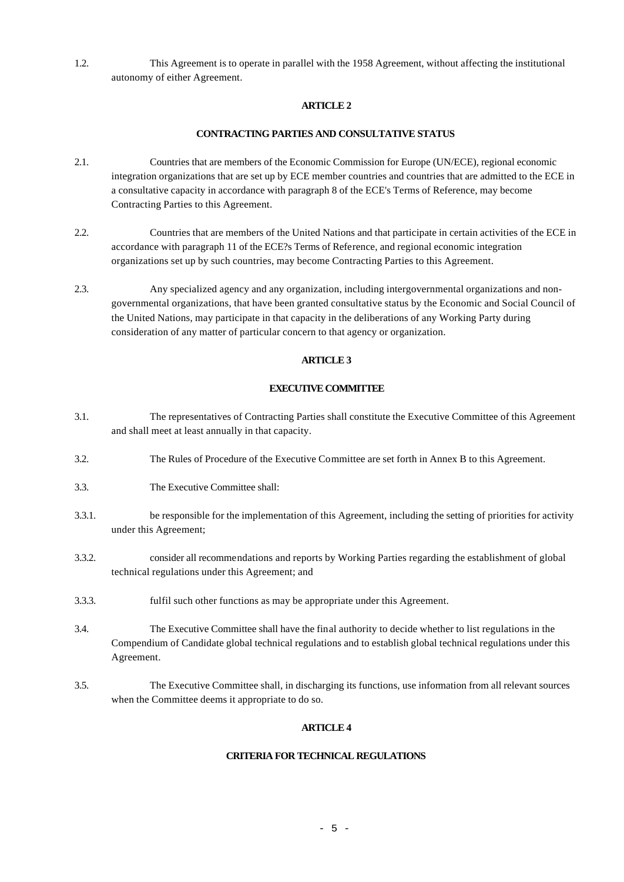1.2. This Agreement is to operate in parallel with the 1958 Agreement, without affecting the institutional autonomy of either Agreement.

## ARTICLE 2

### CONTRACTING PARTIES AND CONSULTATIVE STATUS

2.1. Countries that are members of the Economic Commission for Europe (UN/ECE), regional economic integration organizations that are set up by ECE member countries and countries that are admitted to the ECE in a consultative capacity in accordance with paragraph 8 of the ECE's Terms of Reference, may become Contracting Parties to this Agreement.

2.2. Countries that are members of the United Nations and that participate in certain activities of the ECE in accordance with paragraph 11 of the ECE?s Terms of Reference, and regional economic integration organizations set up by such countries, may become Contracting Parties to this Agreement.

2.3. Any specialized agency and any organization, including intergovernmental organizations and non-governmental organizations, that have been granted consultative status by the Economic and Social Council of the United Nations, may participate in that capacity in the deliberations of any Working Party during consideration of any matter of particular concern to that agency or organization.

## ARTICLE 3

### EXECUTIVE COMMITTEE

3.1. The representatives of Contracting Parties shall constitute the Executive Committee of this Agreement and shall meet at least annually in that capacity.

3.2. The Rules of Procedure of the Executive Committee are set forth in Annex B to this Agreement.

3.3. The Executive Committee shall:

3.3.1. be responsible for the implementation of this Agreement, including the setting of priorities for activity under this Agreement;

3.3.2. consider all recommendations and reports by Working Parties regarding the establishment of global technical regulations under this Agreement; and

3.3.3. fulfil such other functions as may be appropriate under this Agreement.

3.4. The Executive Committee shall have the final authority to decide whether to list regulations in the Compendium of Candidate global technical regulations and to establish global technical regulations under this Agreement.

3.5. The Executive Committee shall, in discharging its functions, use information from all relevant sources when the Committee deems it appropriate to do so.

## ARTICLE 4

### CRITERIA FOR TECHNICAL REGULATIONS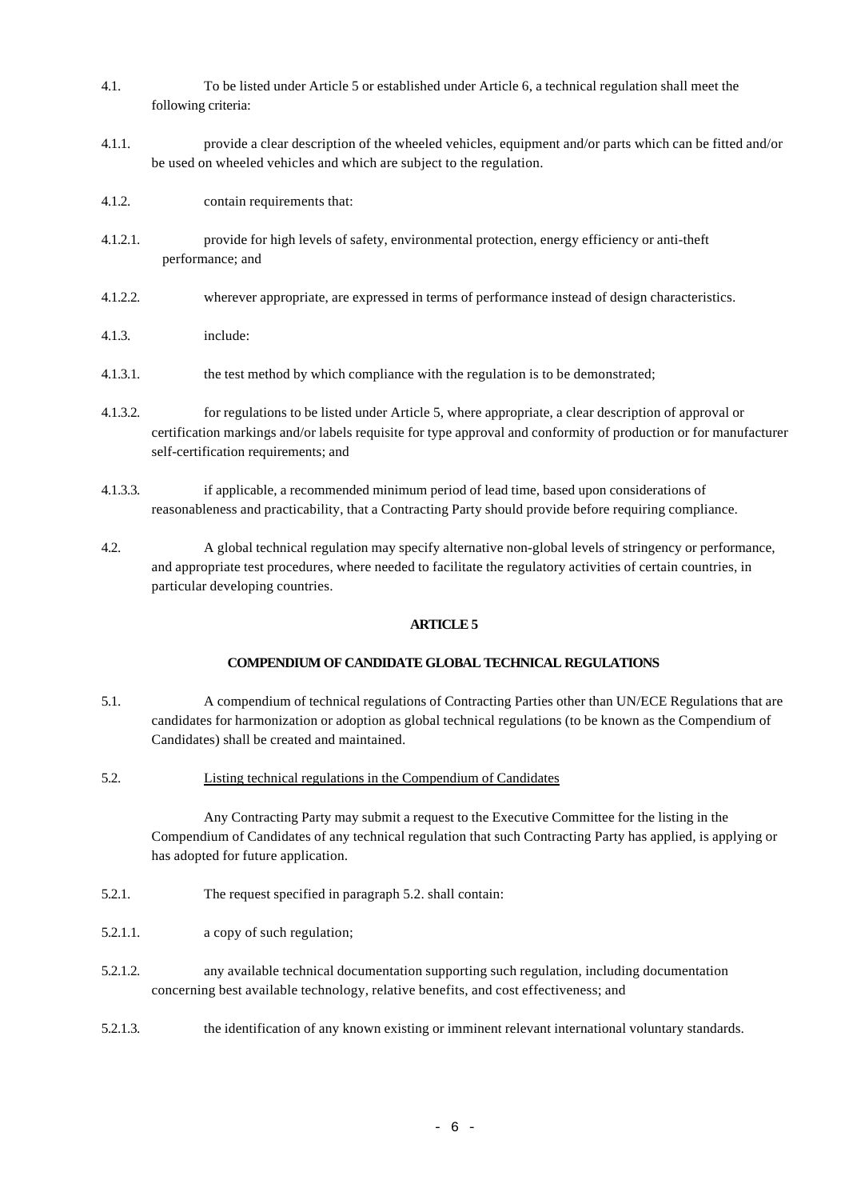4.1. To be listed under Article 5 or established under Article 6, a technical regulation shall meet the following criteria:

4.1.1. provide a clear description of the wheeled vehicles, equipment and/or parts which can be fitted and/or be used on wheeled vehicles and which are subject to the regulation.

4.1.2. contain requirements that:

4.1.2.1. provide for high levels of safety, environmental protection, energy efficiency or anti-theft performance; and

4.1.2.2. wherever appropriate, are expressed in terms of performance instead of design characteristics.

4.1.3. include:

4.1.3.1. the test method by which compliance with the regulation is to be demonstrated;

4.1.3.2. for regulations to be listed under Article 5, where appropriate, a clear description of approval or certification markings and/or labels requisite for type approval and conformity of production or for manufacturer self-certification requirements; and

4.1.3.3. if applicable, a recommended minimum period of lead time, based upon considerations of reasonableness and practicability, that a Contracting Party should provide before requiring compliance.

4.2. A global technical regulation may specify alternative non-global levels of stringency or performance, and appropriate test procedures, where needed to facilitate the regulatory activities of certain countries, in particular developing countries.

## ARTICLE 5

### COMPENDIUM OF CANDIDATE GLOBAL TECHNICAL REGULATIONS

5.1. A compendium of technical regulations of Contracting Parties other than UN/ECE Regulations that are candidates for harmonization or adoption as global technical regulations (to be known as the Compendium of Candidates) shall be created and maintained.

5.2. Listing technical regulations in the Compendium of Candidates

Any Contracting Party may submit a request to the Executive Committee for the listing in the Compendium of Candidates of any technical regulation that such Contracting Party has applied, is applying or has adopted for future application.

5.2.1. The request specified in paragraph 5.2. shall contain:

5.2.1.1. a copy of such regulation;

5.2.1.2. any available technical documentation supporting such regulation, including documentation concerning best available technology, relative benefits, and cost effectiveness; and

5.2.1.3. the identification of any known existing or imminent relevant international voluntary standards.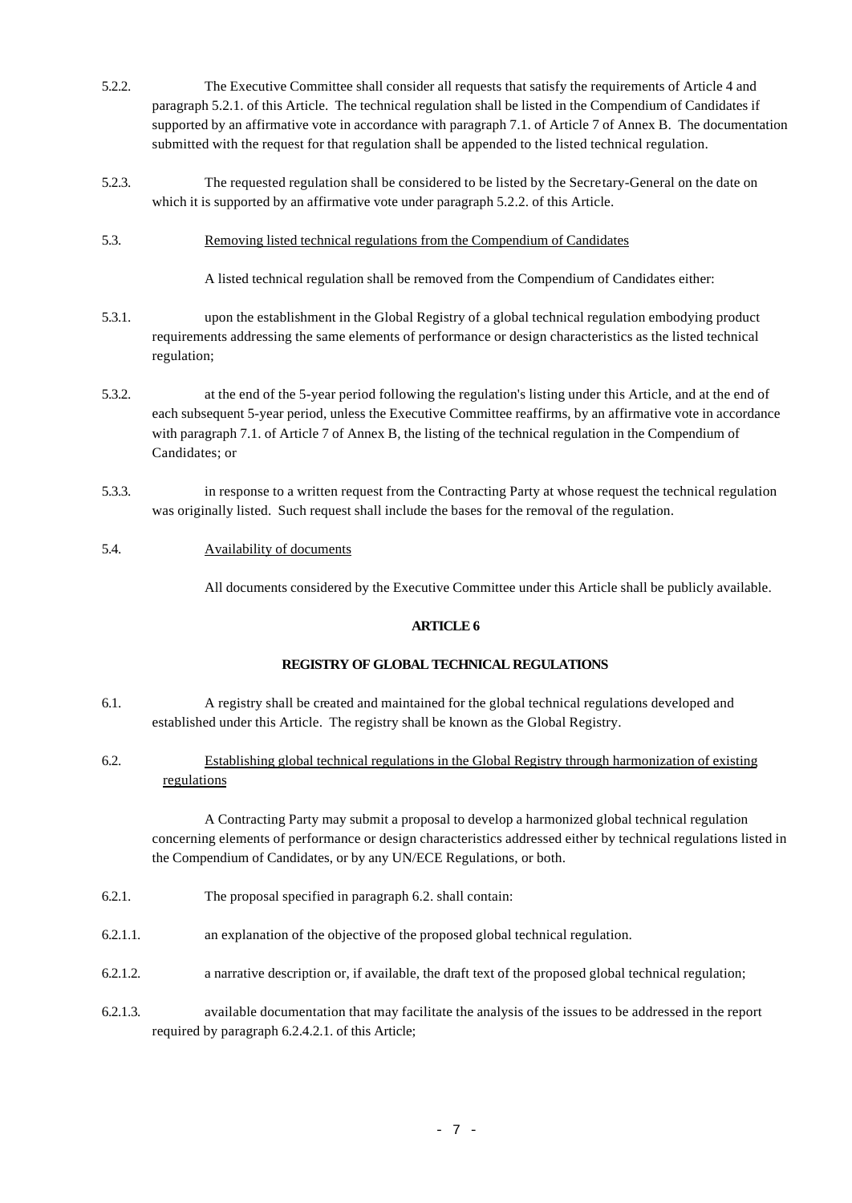5.2.2. The Executive Committee shall consider all requests that satisfy the requirements of Article 4 and paragraph 5.2.1. of this Article. The technical regulation shall be listed in the Compendium of Candidates if supported by an affirmative vote in accordance with paragraph 7.1. of Article 7 of Annex B. The documentation submitted with the request for that regulation shall be appended to the listed technical regulation.

5.2.3. The requested regulation shall be considered to be listed by the Secretary-General on the date on which it is supported by an affirmative vote under paragraph 5.2.2. of this Article.

5.3. Removing listed technical regulations from the Compendium of Candidates

A listed technical regulation shall be removed from the Compendium of Candidates either:

5.3.1. upon the establishment in the Global Registry of a global technical regulation embodying product requirements addressing the same elements of performance or design characteristics as the listed technical regulation;

5.3.2. at the end of the 5-year period following the regulation's listing under this Article, and at the end of each subsequent 5-year period, unless the Executive Committee reaffirms, by an affirmative vote in accordance with paragraph 7.1. of Article 7 of Annex B, the listing of the technical regulation in the Compendium of Candidates; or

5.3.3. in response to a written request from the Contracting Party at whose request the technical regulation was originally listed. Such request shall include the bases for the removal of the regulation.

5.4. Availability of documents

All documents considered by the Executive Committee under this Article shall be publicly available.

## ARTICLE 6

## REGISTRY OF GLOBAL TECHNICAL REGULATIONS

6.1. A registry shall be created and maintained for the global technical regulations developed and established under this Article. The registry shall be known as the Global Registry.

6.2. Establishing global technical regulations in the Global Registry through harmonization of existing regulations

A Contracting Party may submit a proposal to develop a harmonized global technical regulation concerning elements of performance or design characteristics addressed either by technical regulations listed in the Compendium of Candidates, or by any UN/ECE Regulations, or both.

6.2.1. The proposal specified in paragraph 6.2. shall contain:

6.2.1.1. an explanation of the objective of the proposed global technical regulation.

6.2.1.2. a narrative description or, if available, the draft text of the proposed global technical regulation;

6.2.1.3. available documentation that may facilitate the analysis of the issues to be addressed in the report required by paragraph 6.2.4.2.1. of this Article;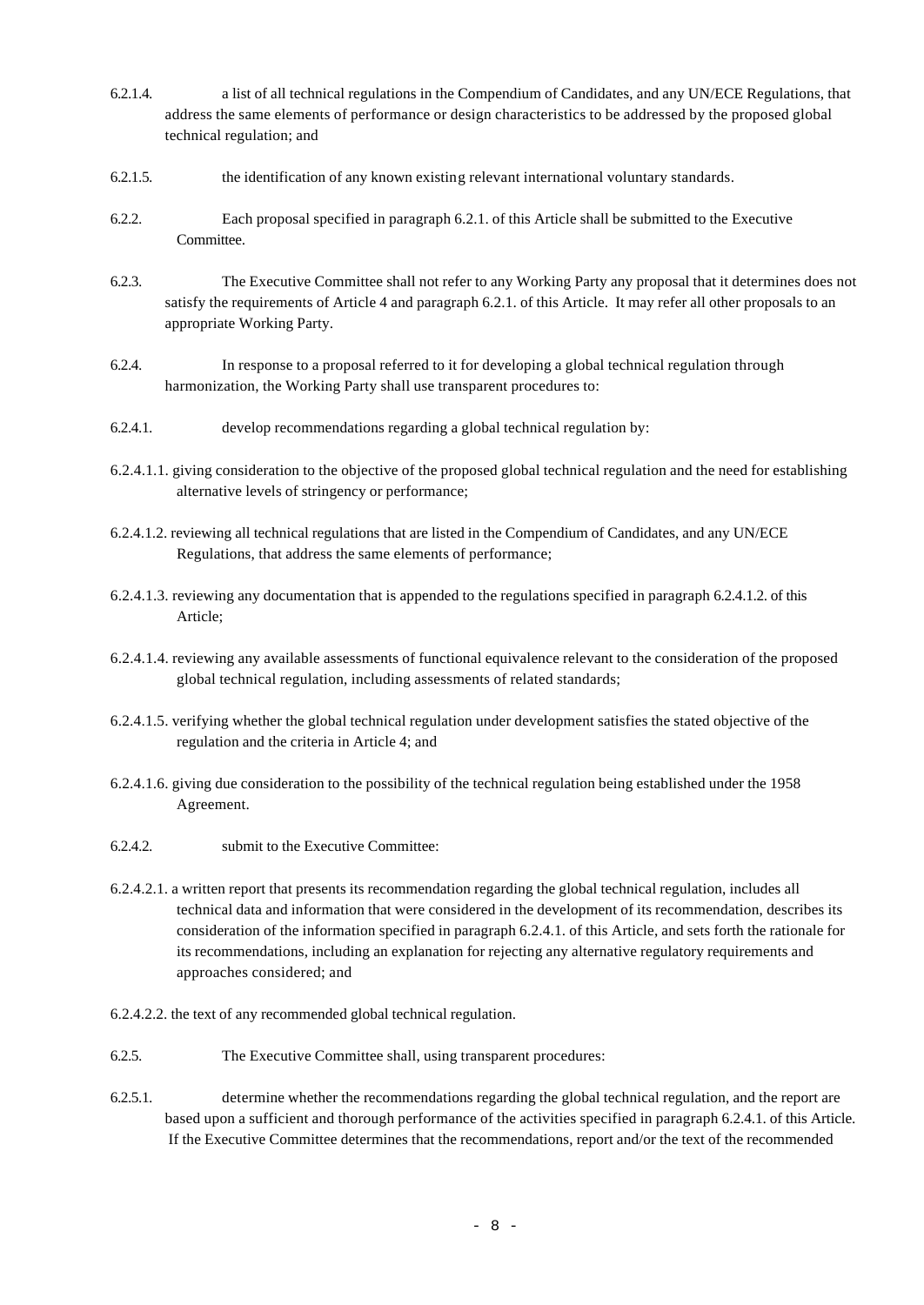6.2.1.4. a list of all technical regulations in the Compendium of Candidates, and any UN/ECE Regulations, that address the same elements of performance or design characteristics to be addressed by the proposed global technical regulation; and

6.2.1.5. the identification of any known existing relevant international voluntary standards.

6.2.2. Each proposal specified in paragraph 6.2.1. of this Article shall be submitted to the Executive Committee.

6.2.3. The Executive Committee shall not refer to any Working Party any proposal that it determines does not satisfy the requirements of Article 4 and paragraph 6.2.1. of this Article. It may refer all other proposals to an appropriate Working Party.

6.2.4. In response to a proposal referred to it for developing a global technical regulation through harmonization, the Working Party shall use transparent procedures to:

6.2.4.1. develop recommendations regarding a global technical regulation by:

6.2.4.1.1. giving consideration to the objective of the proposed global technical regulation and the need for establishing alternative levels of stringency or performance;

6.2.4.1.2. reviewing all technical regulations that are listed in the Compendium of Candidates, and any UN/ECE Regulations, that address the same elements of performance;

6.2.4.1.3. reviewing any documentation that is appended to the regulations specified in paragraph 6.2.4.1.2. of this Article;

6.2.4.1.4. reviewing any available assessments of functional equivalence relevant to the consideration of the proposed global technical regulation, including assessments of related standards;

6.2.4.1.5. verifying whether the global technical regulation under development satisfies the stated objective of the regulation and the criteria in Article 4; and

6.2.4.1.6. giving due consideration to the possibility of the technical regulation being established under the 1958 Agreement.

6.2.4.2. submit to the Executive Committee:

6.2.4.2.1. a written report that presents its recommendation regarding the global technical regulation, includes all technical data and information that were considered in the development of its recommendation, describes its consideration of the information specified in paragraph 6.2.4.1. of this Article, and sets forth the rationale for its recommendations, including an explanation for rejecting any alternative regulatory requirements and approaches considered; and

6.2.4.2.2. the text of any recommended global technical regulation.

6.2.5. The Executive Committee shall, using transparent procedures:

6.2.5.1. determine whether the recommendations regarding the global technical regulation, and the report are based upon a sufficient and thorough performance of the activities specified in paragraph 6.2.4.1. of this Article. If the Executive Committee determines that the recommendations, report and/or the text of the recommended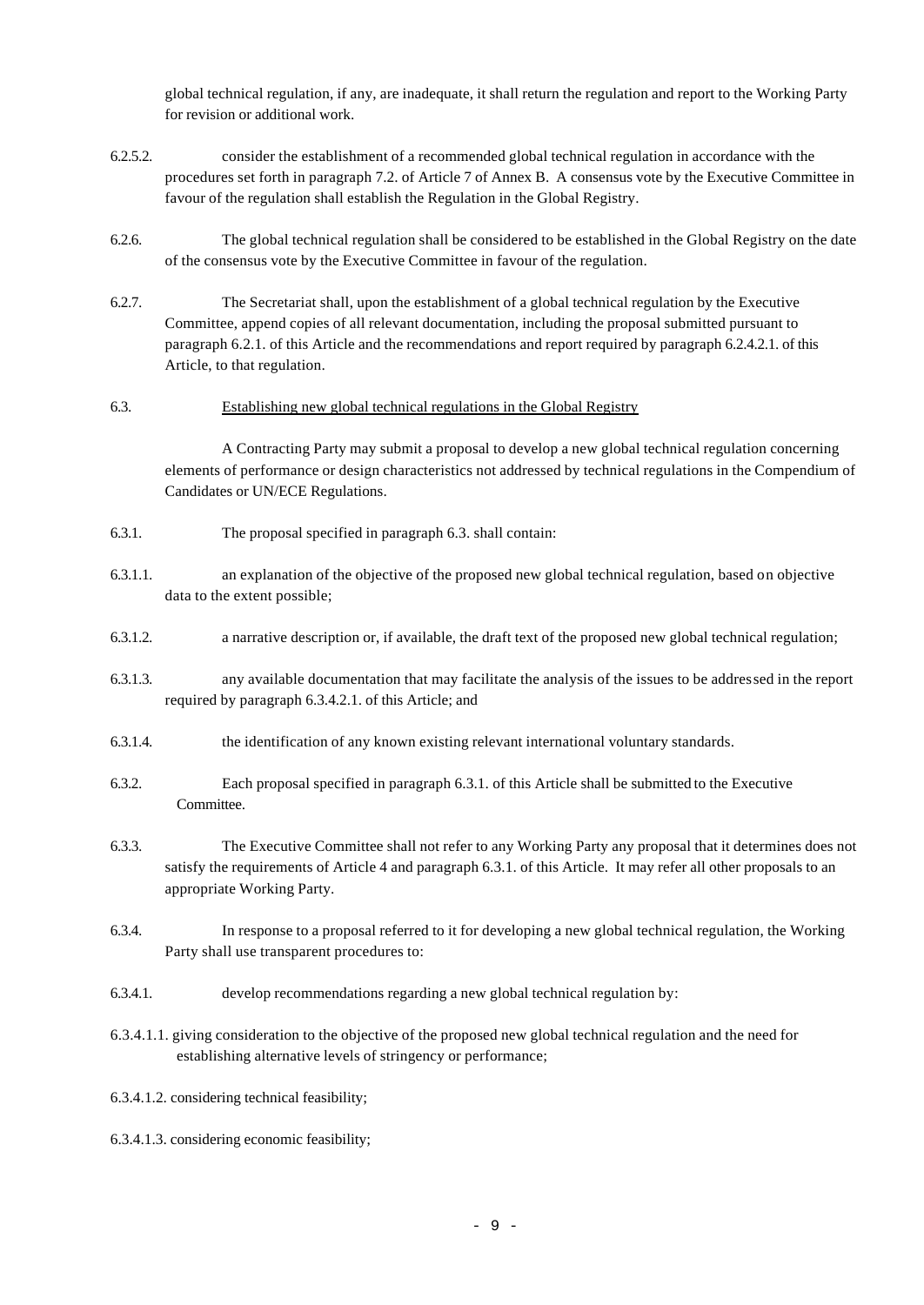global technical regulation, if any, are inadequate, it shall return the regulation and report to the Working Party for revision or additional work.

6.2.5.2. consider the establishment of a recommended global technical regulation in accordance with the procedures set forth in paragraph 7.2. of Article 7 of Annex B. A consensus vote by the Executive Committee in favour of the regulation shall establish the Regulation in the Global Registry.

6.2.6. The global technical regulation shall be considered to be established in the Global Registry on the date of the consensus vote by the Executive Committee in favour of the regulation.

6.2.7. The Secretariat shall, upon the establishment of a global technical regulation by the Executive Committee, append copies of all relevant documentation, including the proposal submitted pursuant to paragraph 6.2.1. of this Article and the recommendations and report required by paragraph 6.2.4.2.1. of this Article, to that regulation.

6.3. <u>Establishing new global technical regulations in the Global Registry</u>

A Contracting Party may submit a proposal to develop a new global technical regulation concerning elements of performance or design characteristics not addressed by technical regulations in the Compendium of Candidates or UN/ECE Regulations.

6.3.1. The proposal specified in paragraph 6.3. shall contain:

6.3.1.1. an explanation of the objective of the proposed new global technical regulation, based on objective data to the extent possible;

6.3.1.2. a narrative description or, if available, the draft text of the proposed new global technical regulation;

6.3.1.3. any available documentation that may facilitate the analysis of the issues to be addressed in the report required by paragraph 6.3.4.2.1. of this Article; and

6.3.1.4. the identification of any known existing relevant international voluntary standards.

6.3.2. Each proposal specified in paragraph 6.3.1. of this Article shall be submitted to the Executive Committee.

6.3.3. The Executive Committee shall not refer to any Working Party any proposal that it determines does not satisfy the requirements of Article 4 and paragraph 6.3.1. of this Article. It may refer all other proposals to an appropriate Working Party.

6.3.4. In response to a proposal referred to it for developing a new global technical regulation, the Working Party shall use transparent procedures to:

6.3.4.1. develop recommendations regarding a new global technical regulation by:

6.3.4.1.1. giving consideration to the objective of the proposed new global technical regulation and the need for establishing alternative levels of stringency or performance;

6.3.4.1.2. considering technical feasibility;

6.3.4.1.3. considering economic feasibility;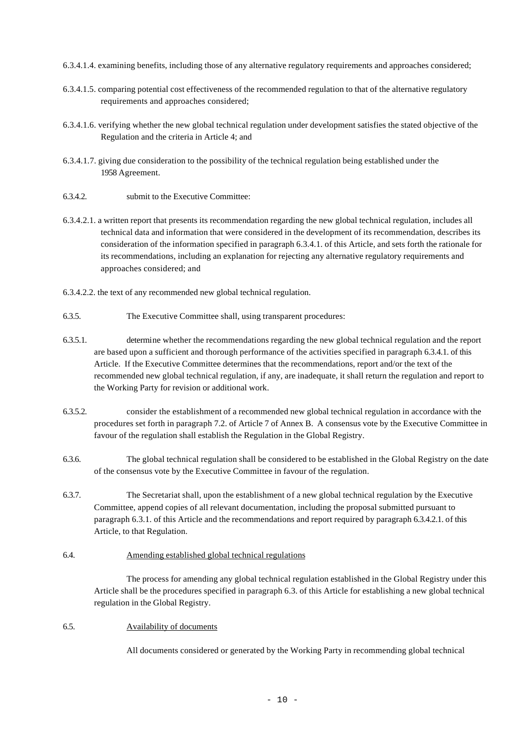6.3.4.1.4. examining benefits, including those of any alternative regulatory requirements and approaches considered;

6.3.4.1.5. comparing potential cost effectiveness of the recommended regulation to that of the alternative regulatory requirements and approaches considered;

6.3.4.1.6. verifying whether the new global technical regulation under development satisfies the stated objective of the Regulation and the criteria in Article 4; and

6.3.4.1.7. giving due consideration to the possibility of the technical regulation being established under the 1958 Agreement.

6.3.4.2. submit to the Executive Committee:

6.3.4.2.1. a written report that presents its recommendation regarding the new global technical regulation, includes all technical data and information that were considered in the development of its recommendation, describes its consideration of the information specified in paragraph 6.3.4.1. of this Article, and sets forth the rationale for its recommendations, including an explanation for rejecting any alternative regulatory requirements and approaches considered; and

6.3.4.2.2. the text of any recommended new global technical regulation.

6.3.5. The Executive Committee shall, using transparent procedures:

6.3.5.1. determine whether the recommendations regarding the new global technical regulation and the report are based upon a sufficient and thorough performance of the activities specified in paragraph 6.3.4.1. of this Article. If the Executive Committee determines that the recommendations, report and/or the text of the recommended new global technical regulation, if any, are inadequate, it shall return the regulation and report to the Working Party for revision or additional work.

6.3.5.2. consider the establishment of a recommended new global technical regulation in accordance with the procedures set forth in paragraph 7.2. of Article 7 of Annex B. A consensus vote by the Executive Committee in favour of the regulation shall establish the Regulation in the Global Registry.

6.3.6. The global technical regulation shall be considered to be established in the Global Registry on the date of the consensus vote by the Executive Committee in favour of the regulation.

6.3.7. The Secretariat shall, upon the establishment of a new global technical regulation by the Executive Committee, append copies of all relevant documentation, including the proposal submitted pursuant to paragraph 6.3.1. of this Article and the recommendations and report required by paragraph 6.3.4.2.1. of this Article, to that Regulation.

6.4. Amending established global technical regulations

The process for amending any global technical regulation established in the Global Registry under this Article shall be the procedures specified in paragraph 6.3. of this Article for establishing a new global technical regulation in the Global Registry.

6.5. Availability of documents

All documents considered or generated by the Working Party in recommending global technical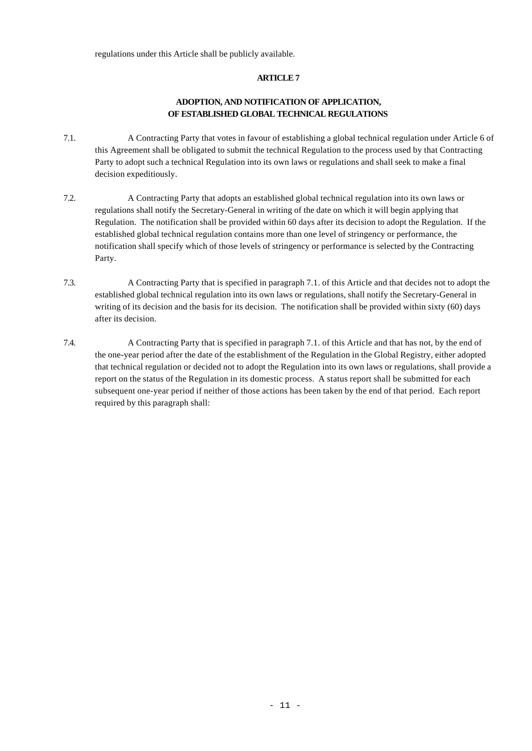regulations under this Article shall be publicly available.

## ARTICLE 7

## ADOPTION, AND NOTIFICATION OF APPLICATION, OF ESTABLISHED GLOBAL TECHNICAL REGULATIONS

7.1. A Contracting Party that votes in favour of establishing a global technical regulation under Article 6 of this Agreement shall be obligated to submit the technical Regulation to the process used by that Contracting Party to adopt such a technical Regulation into its own laws or regulations and shall seek to make a final decision expeditiously.

7.2. A Contracting Party that adopts an established global technical regulation into its own laws or regulations shall notify the Secretary-General in writing of the date on which it will begin applying that Regulation. The notification shall be provided within 60 days after its decision to adopt the Regulation. If the established global technical regulation contains more than one level of stringency or performance, the notification shall specify which of those levels of stringency or performance is selected by the Contracting Party.

7.3. A Contracting Party that is specified in paragraph 7.1. of this Article and that decides not to adopt the established global technical regulation into its own laws or regulations, shall notify the Secretary-General in writing of its decision and the basis for its decision. The notification shall be provided within sixty (60) days after its decision.

7.4. A Contracting Party that is specified in paragraph 7.1. of this Article and that has not, by the end of the one-year period after the date of the establishment of the Regulation in the Global Registry, either adopted that technical regulation or decided not to adopt the Regulation into its own laws or regulations, shall provide a report on the status of the Regulation in its domestic process. A status report shall be submitted for each subsequent one-year period if neither of those actions has been taken by the end of that period. Each report required by this paragraph shall: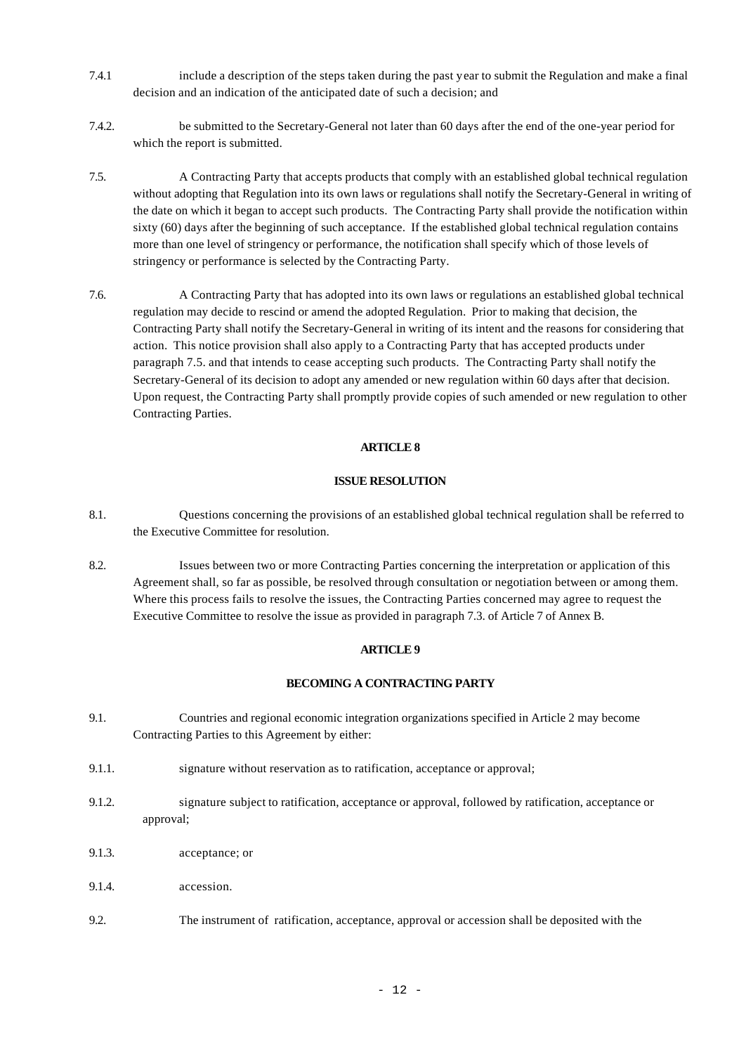7.4.1 include a description of the steps taken during the past year to submit the Regulation and make a final decision and an indication of the anticipated date of such a decision; and

7.4.2. be submitted to the Secretary-General not later than 60 days after the end of the one-year period for which the report is submitted.

7.5. A Contracting Party that accepts products that comply with an established global technical regulation without adopting that Regulation into its own laws or regulations shall notify the Secretary-General in writing of the date on which it began to accept such products. The Contracting Party shall provide the notification within sixty (60) days after the beginning of such acceptance. If the established global technical regulation contains more than one level of stringency or performance, the notification shall specify which of those levels of stringency or performance is selected by the Contracting Party.

7.6. A Contracting Party that has adopted into its own laws or regulations an established global technical regulation may decide to rescind or amend the adopted Regulation. Prior to making that decision, the Contracting Party shall notify the Secretary-General in writing of its intent and the reasons for considering that action. This notice provision shall also apply to a Contracting Party that has accepted products under paragraph 7.5. and that intends to cease accepting such products. The Contracting Party shall notify the Secretary-General of its decision to adopt any amended or new regulation within 60 days after that decision. Upon request, the Contracting Party shall promptly provide copies of such amended or new regulation to other Contracting Parties.

## ARTICLE 8

## ISSUE RESOLUTION

8.1. Questions concerning the provisions of an established global technical regulation shall be referred to the Executive Committee for resolution.

8.2. Issues between two or more Contracting Parties concerning the interpretation or application of this Agreement shall, so far as possible, be resolved through consultation or negotiation between or among them. Where this process fails to resolve the issues, the Contracting Parties concerned may agree to request the Executive Committee to resolve the issue as provided in paragraph 7.3. of Article 7 of Annex B.

## ARTICLE 9

## BECOMING A CONTRACTING PARTY

9.1. Countries and regional economic integration organizations specified in Article 2 may become Contracting Parties to this Agreement by either:

9.1.1. signature without reservation as to ratification, acceptance or approval;

9.1.2. signature subject to ratification, acceptance or approval, followed by ratification, acceptance or approval;

9.1.3. acceptance; or

9.1.4. accession.

9.2. The instrument of ratification, acceptance, approval or accession shall be deposited with the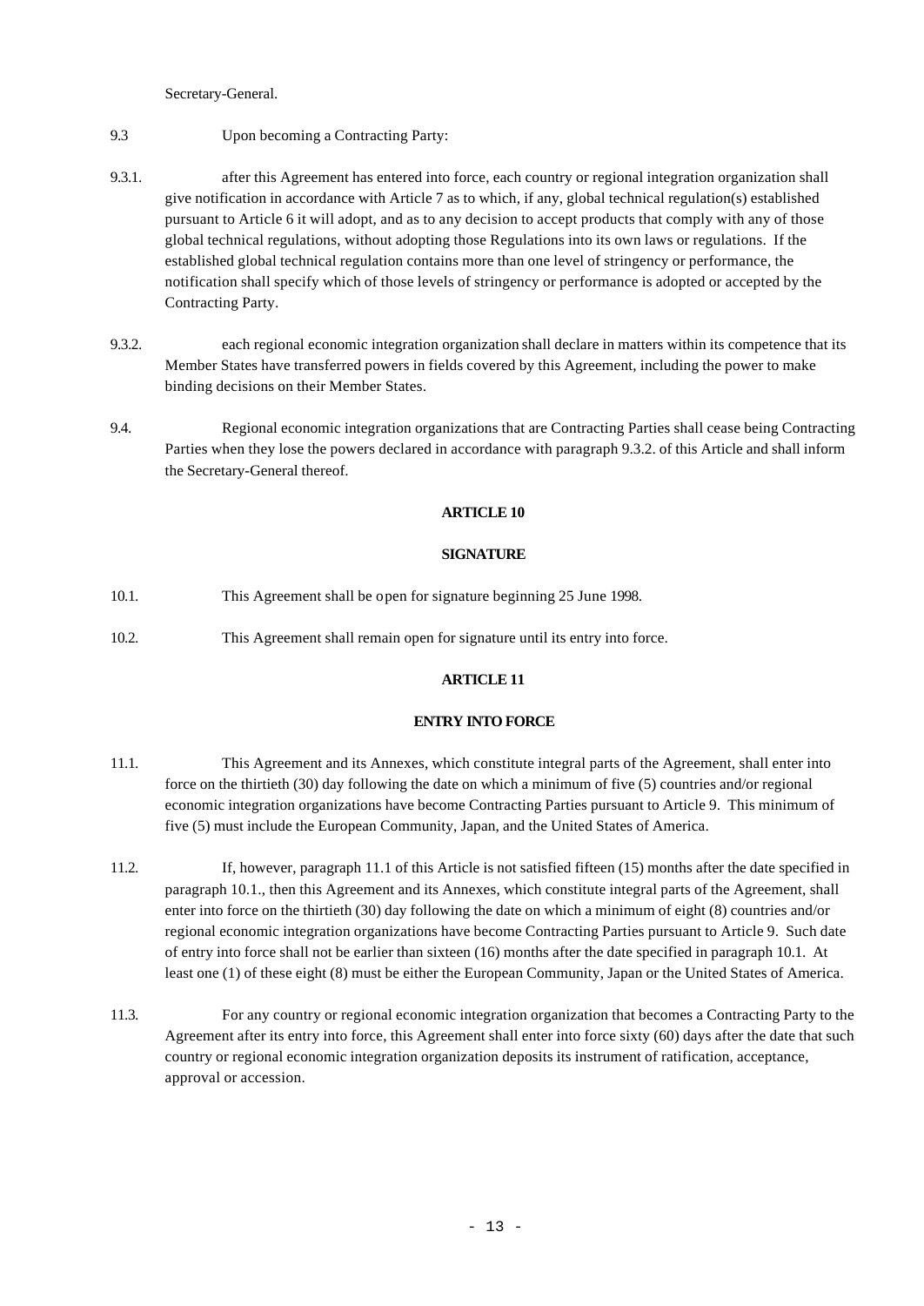Secretary-General.

9.3 Upon becoming a Contracting Party:

9.3.1. after this Agreement has entered into force, each country or regional integration organization shall give notification in accordance with Article 7 as to which, if any, global technical regulation(s) established pursuant to Article 6 it will adopt, and as to any decision to accept products that comply with any of those global technical regulations, without adopting those Regulations into its own laws or regulations. If the established global technical regulation contains more than one level of stringency or performance, the notification shall specify which of those levels of stringency or performance is adopted or accepted by the Contracting Party.

9.3.2. each regional economic integration organization shall declare in matters within its competence that its Member States have transferred powers in fields covered by this Agreement, including the power to make binding decisions on their Member States.

9.4. Regional economic integration organizations that are Contracting Parties shall cease being Contracting Parties when they lose the powers declared in accordance with paragraph 9.3.2. of this Article and shall inform the Secretary-General thereof.

## ARTICLE 10

## SIGNATURE

10.1. This Agreement shall be open for signature beginning 25 June 1998.

10.2. This Agreement shall remain open for signature until its entry into force.

## ARTICLE 11

## ENTRY INTO FORCE

11.1. This Agreement and its Annexes, which constitute integral parts of the Agreement, shall enter into force on the thirtieth (30) day following the date on which a minimum of five (5) countries and/or regional economic integration organizations have become Contracting Parties pursuant to Article 9. This minimum of five (5) must include the European Community, Japan, and the United States of America.

11.2. If, however, paragraph 11.1 of this Article is not satisfied fifteen (15) months after the date specified in paragraph 10.1., then this Agreement and its Annexes, which constitute integral parts of the Agreement, shall enter into force on the thirtieth (30) day following the date on which a minimum of eight (8) countries and/or regional economic integration organizations have become Contracting Parties pursuant to Article 9. Such date of entry into force shall not be earlier than sixteen (16) months after the date specified in paragraph 10.1. At least one (1) of these eight (8) must be either the European Community, Japan or the United States of America.

11.3. For any country or regional economic integration organization that becomes a Contracting Party to the Agreement after its entry into force, this Agreement shall enter into force sixty (60) days after the date that such country or regional economic integration organization deposits its instrument of ratification, acceptance, approval or accession.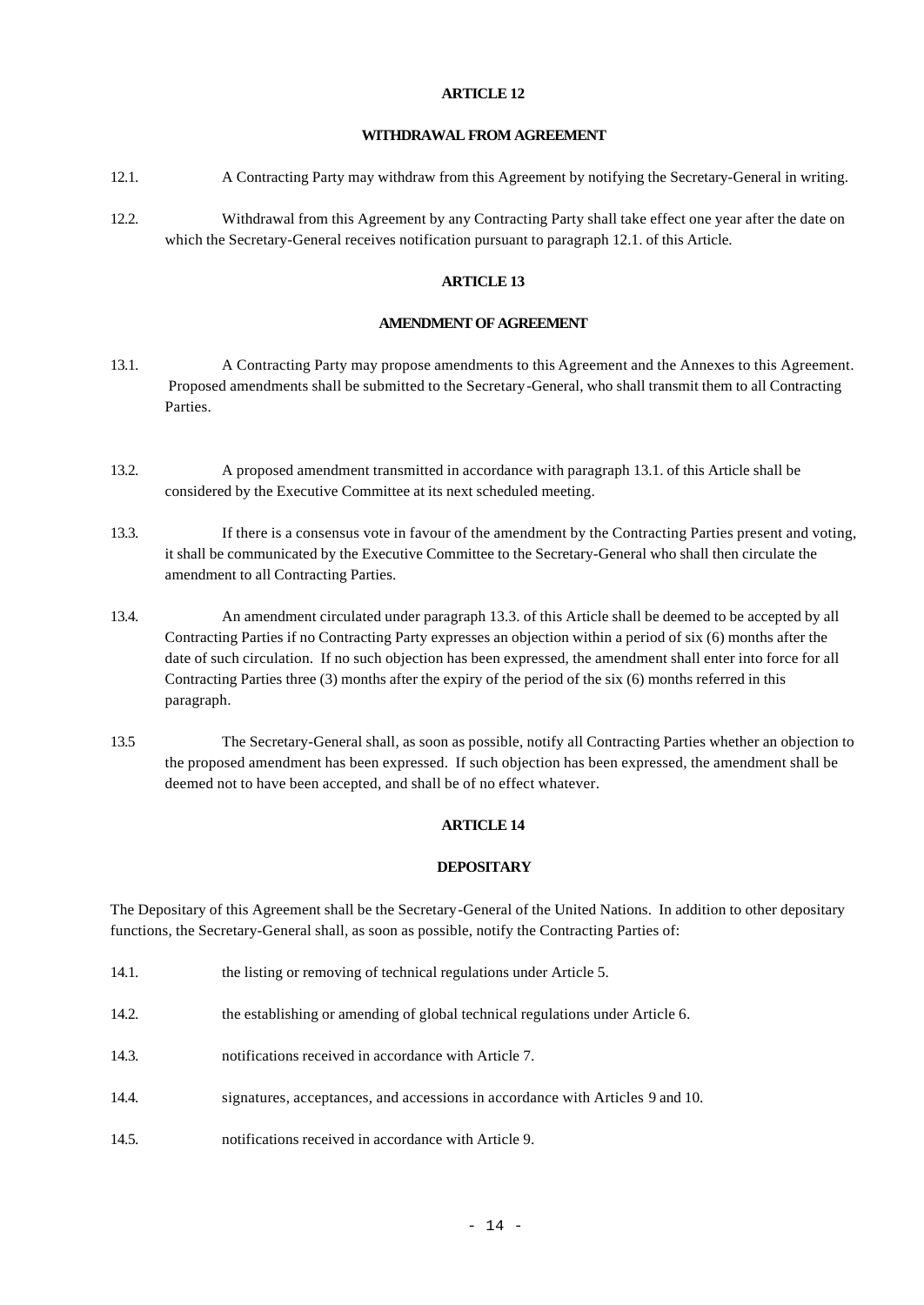## ARTICLE 12

### WITHDRAWAL FROM AGREEMENT

12.1. A Contracting Party may withdraw from this Agreement by notifying the Secretary-General in writing.

12.2. Withdrawal from this Agreement by any Contracting Party shall take effect one year after the date on which the Secretary-General receives notification pursuant to paragraph 12.1. of this Article.

## ARTICLE 13

### AMENDMENT OF AGREEMENT

13.1. A Contracting Party may propose amendments to this Agreement and the Annexes to this Agreement. Proposed amendments shall be submitted to the Secretary-General, who shall transmit them to all Contracting Parties.

13.2. A proposed amendment transmitted in accordance with paragraph 13.1. of this Article shall be considered by the Executive Committee at its next scheduled meeting.

13.3. If there is a consensus vote in favour of the amendment by the Contracting Parties present and voting, it shall be communicated by the Executive Committee to the Secretary-General who shall then circulate the amendment to all Contracting Parties.

13.4. An amendment circulated under paragraph 13.3. of this Article shall be deemed to be accepted by all Contracting Parties if no Contracting Party expresses an objection within a period of six (6) months after the date of such circulation. If no such objection has been expressed, the amendment shall enter into force for all Contracting Parties three (3) months after the expiry of the period of the six (6) months referred in this paragraph.

13.5 The Secretary-General shall, as soon as possible, notify all Contracting Parties whether an objection to the proposed amendment has been expressed. If such objection has been expressed, the amendment shall be deemed not to have been accepted, and shall be of no effect whatever.

## ARTICLE 14

### DEPOSITARY

The Depositary of this Agreement shall be the Secretary-General of the United Nations. In addition to other depositary functions, the Secretary-General shall, as soon as possible, notify the Contracting Parties of:

14.1. the listing or removing of technical regulations under Article 5.

14.2. the establishing or amending of global technical regulations under Article 6.

14.3. notifications received in accordance with Article 7.

14.4. signatures, acceptances, and accessions in accordance with Articles 9 and 10.

14.5. notifications received in accordance with Article 9.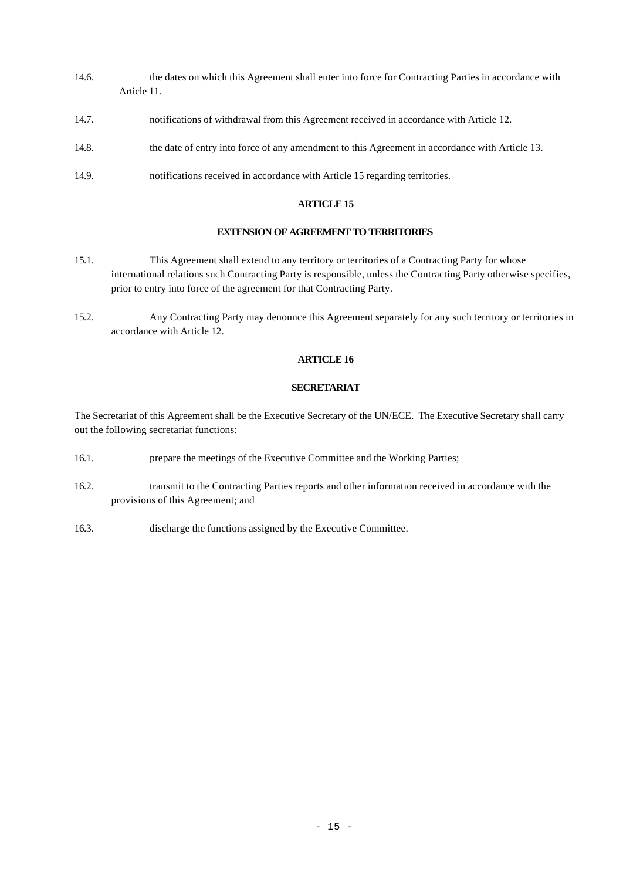14.6. the dates on which this Agreement shall enter into force for Contracting Parties in accordance with Article 11.

14.7. notifications of withdrawal from this Agreement received in accordance with Article 12.

14.8. the date of entry into force of any amendment to this Agreement in accordance with Article 13.

14.9. notifications received in accordance with Article 15 regarding territories.

## ARTICLE 15

### EXTENSION OF AGREEMENT TO TERRITORIES

15.1. This Agreement shall extend to any territory or territories of a Contracting Party for whose international relations such Contracting Party is responsible, unless the Contracting Party otherwise specifies, prior to entry into force of the agreement for that Contracting Party.

15.2. Any Contracting Party may denounce this Agreement separately for any such territory or territories in accordance with Article 12.

## ARTICLE 16

### SECRETARIAT

The Secretariat of this Agreement shall be the Executive Secretary of the UN/ECE. The Executive Secretary shall carry out the following secretariat functions:

16.1. prepare the meetings of the Executive Committee and the Working Parties;

16.2. transmit to the Contracting Parties reports and other information received in accordance with the provisions of this Agreement; and

16.3. discharge the functions assigned by the Executive Committee.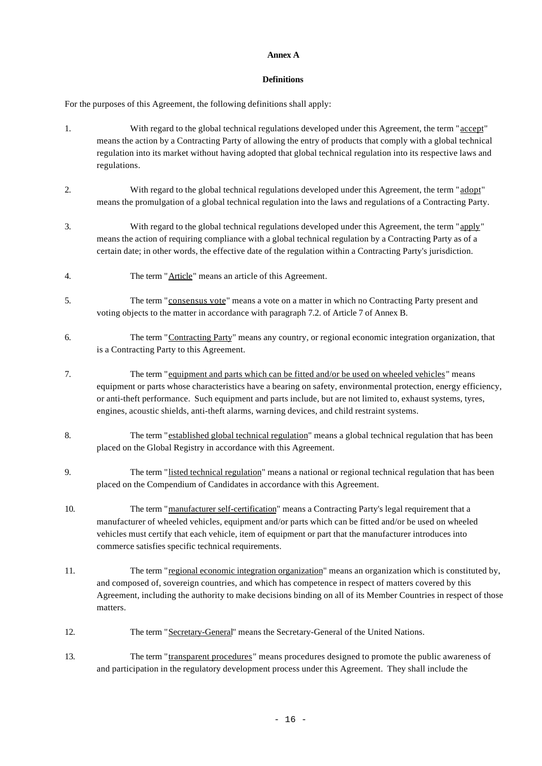**Annex A**

**Definitions**

For the purposes of this Agreement, the following definitions shall apply:

1. With regard to the global technical regulations developed under this Agreement, the term "accept" means the action by a Contracting Party of allowing the entry of products that comply with a global technical regulation into its market without having adopted that global technical regulation into its respective laws and regulations.

2. With regard to the global technical regulations developed under this Agreement, the term "adopt" means the promulgation of a global technical regulation into the laws and regulations of a Contracting Party.

3. With regard to the global technical regulations developed under this Agreement, the term "apply" means the action of requiring compliance with a global technical regulation by a Contracting Party as of a certain date; in other words, the effective date of the regulation within a Contracting Party's jurisdiction.

4. The term "Article" means an article of this Agreement.

5. The term "consensus vote" means a vote on a matter in which no Contracting Party present and voting objects to the matter in accordance with paragraph 7.2. of Article 7 of Annex B.

6. The term "Contracting Party" means any country, or regional economic integration organization, that is a Contracting Party to this Agreement.

7. The term "equipment and parts which can be fitted and/or be used on wheeled vehicles" means equipment or parts whose characteristics have a bearing on safety, environmental protection, energy efficiency, or anti-theft performance. Such equipment and parts include, but are not limited to, exhaust systems, tyres, engines, acoustic shields, anti-theft alarms, warning devices, and child restraint systems.

8. The term "established global technical regulation" means a global technical regulation that has been placed on the Global Registry in accordance with this Agreement.

9. The term "listed technical regulation" means a national or regional technical regulation that has been placed on the Compendium of Candidates in accordance with this Agreement.

10. The term "manufacturer self-certification" means a Contracting Party's legal requirement that a manufacturer of wheeled vehicles, equipment and/or parts which can be fitted and/or be used on wheeled vehicles must certify that each vehicle, item of equipment or part that the manufacturer introduces into commerce satisfies specific technical requirements.

11. The term "regional economic integration organization" means an organization which is constituted by, and composed of, sovereign countries, and which has competence in respect of matters covered by this Agreement, including the authority to make decisions binding on all of its Member Countries in respect of those matters.

12. The term "Secretary-General" means the Secretary-General of the United Nations.

13. The term "transparent procedures" means procedures designed to promote the public awareness of and participation in the regulatory development process under this Agreement. They shall include the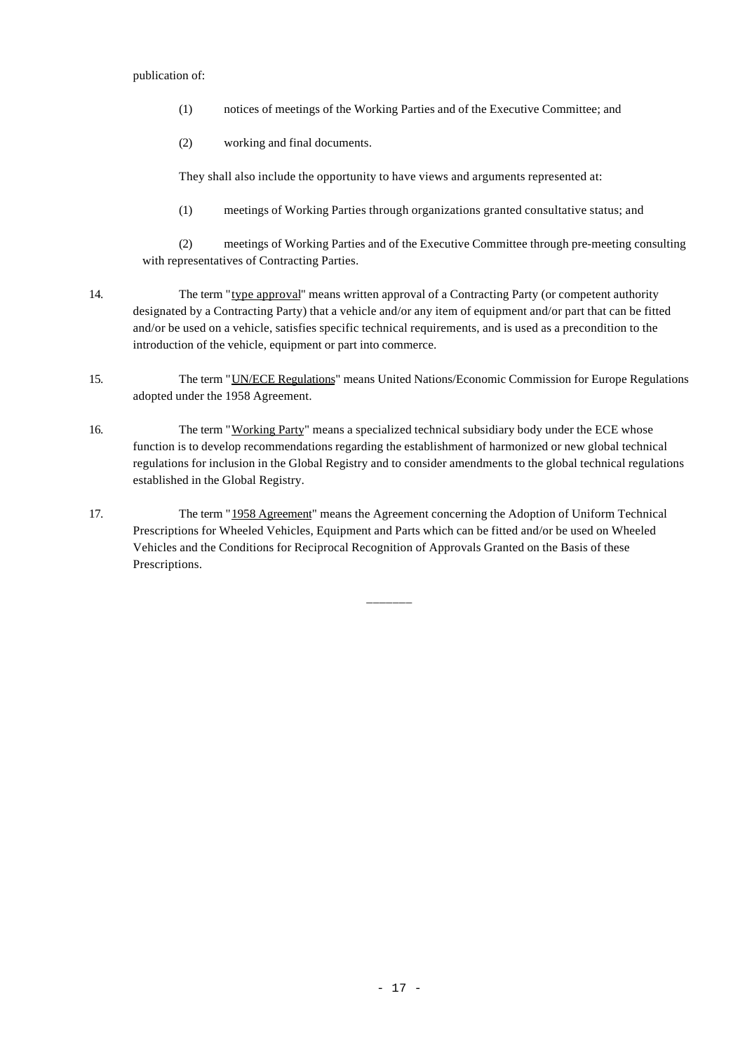publication of:

(1) notices of meetings of the Working Parties and of the Executive Committee; and

(2) working and final documents.

They shall also include the opportunity to have views and arguments represented at:

(1) meetings of Working Parties through organizations granted consultative status; and

(2) meetings of Working Parties and of the Executive Committee through pre-meeting consulting with representatives of Contracting Parties.

14. The term "type approval" means written approval of a Contracting Party (or competent authority designated by a Contracting Party) that a vehicle and/or any item of equipment and/or part that can be fitted and/or be used on a vehicle, satisfies specific technical requirements, and is used as a precondition to the introduction of the vehicle, equipment or part into commerce.

15. The term "UN/ECE Regulations" means United Nations/Economic Commission for Europe Regulations adopted under the 1958 Agreement.

16. The term "Working Party" means a specialized technical subsidiary body under the ECE whose function is to develop recommendations regarding the establishment of harmonized or new global technical regulations for inclusion in the Global Registry and to consider amendments to the global technical regulations established in the Global Registry.

17. The term "1958 Agreement" means the Agreement concerning the Adoption of Uniform Technical Prescriptions for Wheeled Vehicles, Equipment and Parts which can be fitted and/or be used on Wheeled Vehicles and the Conditions for Reciprocal Recognition of Approvals Granted on the Basis of these Prescriptions.

\_\_\_\_\_\_\_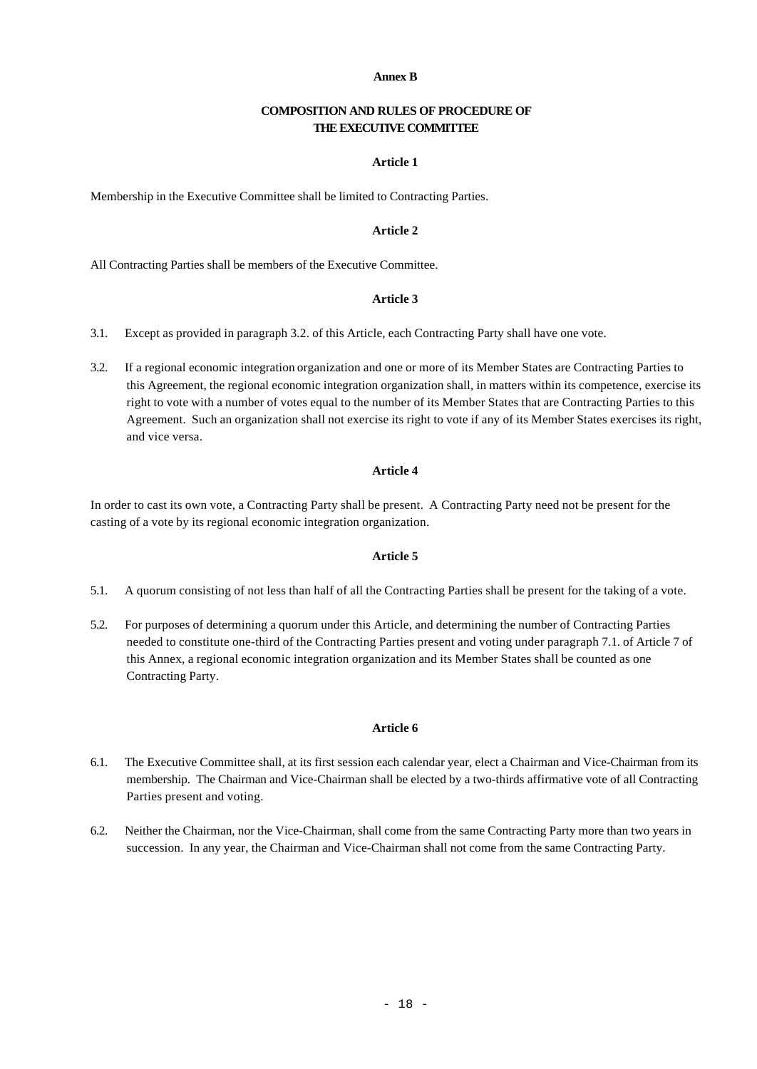## Annex B

### COMPOSITION AND RULES OF PROCEDURE OF THE EXECUTIVE COMMITTEE

#### Article 1

Membership in the Executive Committee shall be limited to Contracting Parties.

#### Article 2

All Contracting Parties shall be members of the Executive Committee.

#### Article 3

3.1. Except as provided in paragraph 3.2. of this Article, each Contracting Party shall have one vote.

3.2. If a regional economic integration organization and one or more of its Member States are Contracting Parties to this Agreement, the regional economic integration organization shall, in matters within its competence, exercise its right to vote with a number of votes equal to the number of its Member States that are Contracting Parties to this Agreement. Such an organization shall not exercise its right to vote if any of its Member States exercises its right, and vice versa.

#### Article 4

In order to cast its own vote, a Contracting Party shall be present. A Contracting Party need not be present for the casting of a vote by its regional economic integration organization.

#### Article 5

5.1. A quorum consisting of not less than half of all the Contracting Parties shall be present for the taking of a vote.

5.2. For purposes of determining a quorum under this Article, and determining the number of Contracting Parties needed to constitute one-third of the Contracting Parties present and voting under paragraph 7.1. of Article 7 of this Annex, a regional economic integration organization and its Member States shall be counted as one Contracting Party.

#### Article 6

6.1. The Executive Committee shall, at its first session each calendar year, elect a Chairman and Vice-Chairman from its membership. The Chairman and Vice-Chairman shall be elected by a two-thirds affirmative vote of all Contracting Parties present and voting.

6.2. Neither the Chairman, nor the Vice-Chairman, shall come from the same Contracting Party more than two years in succession. In any year, the Chairman and Vice-Chairman shall not come from the same Contracting Party.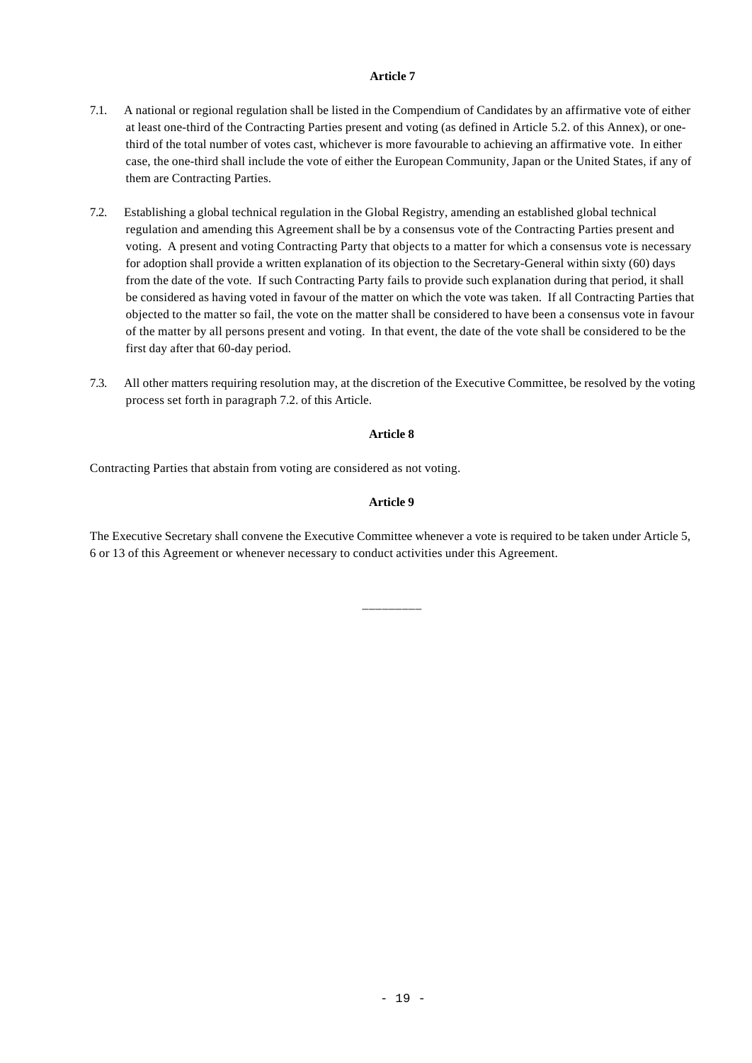### Article 7

7.1. A national or regional regulation shall be listed in the Compendium of Candidates by an affirmative vote of either at least one-third of the Contracting Parties present and voting (as defined in Article 5.2. of this Annex), or one-third of the total number of votes cast, whichever is more favourable to achieving an affirmative vote. In either case, the one-third shall include the vote of either the European Community, Japan or the United States, if any of them are Contracting Parties.

7.2. Establishing a global technical regulation in the Global Registry, amending an established global technical regulation and amending this Agreement shall be by a consensus vote of the Contracting Parties present and voting. A present and voting Contracting Party that objects to a matter for which a consensus vote is necessary for adoption shall provide a written explanation of its objection to the Secretary-General within sixty (60) days from the date of the vote. If such Contracting Party fails to provide such explanation during that period, it shall be considered as having voted in favour of the matter on which the vote was taken. If all Contracting Parties that objected to the matter so fail, the vote on the matter shall be considered to have been a consensus vote in favour of the matter by all persons present and voting. In that event, the date of the vote shall be considered to be the first day after that 60-day period.

7.3. All other matters requiring resolution may, at the discretion of the Executive Committee, be resolved by the voting process set forth in paragraph 7.2. of this Article.

### Article 8

Contracting Parties that abstain from voting are considered as not voting.

### Article 9

The Executive Secretary shall convene the Executive Committee whenever a vote is required to be taken under Article 5, 6 or 13 of this Agreement or whenever necessary to conduct activities under this Agreement.

\_\_\_\_\_\_\_\_\_